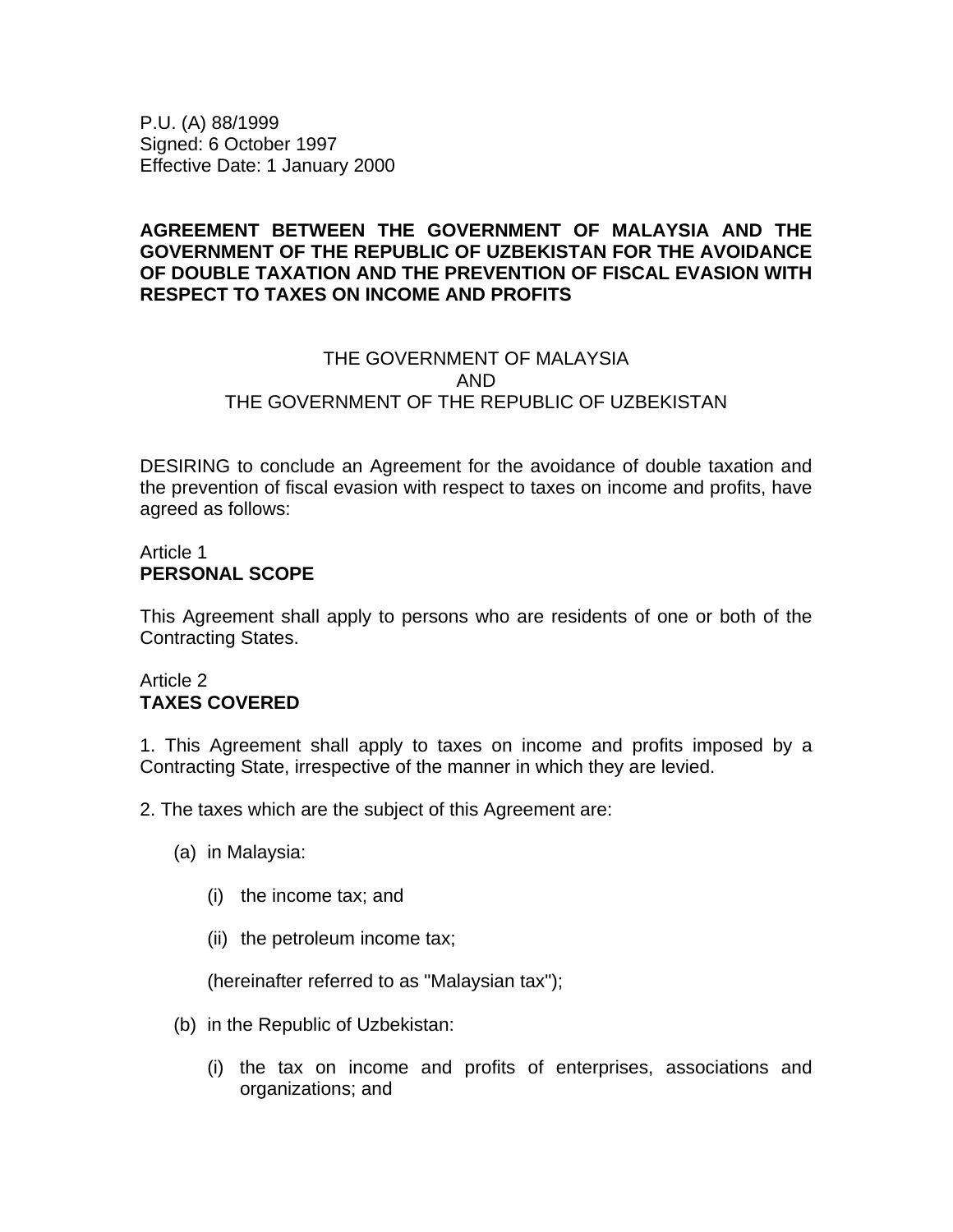P.U. (A) 88/1999
Signed: 6 October 1997
Effective Date: 1 January 2000

# AGREEMENT BETWEEN THE GOVERNMENT OF MALAYSIA AND THE GOVERNMENT OF THE REPUBLIC OF UZBEKISTAN FOR THE AVOIDANCE OF DOUBLE TAXATION AND THE PREVENTION OF FISCAL EVASION WITH RESPECT TO TAXES ON INCOME AND PROFITS

THE GOVERNMENT OF MALAYSIA
AND
THE GOVERNMENT OF THE REPUBLIC OF UZBEKISTAN

DESIRING to conclude an Agreement for the avoidance of double taxation and the prevention of fiscal evasion with respect to taxes on income and profits, have agreed as follows:

## Article 1
## PERSONAL SCOPE

This Agreement shall apply to persons who are residents of one or both of the Contracting States.

## Article 2
## TAXES COVERED

1. This Agreement shall apply to taxes on income and profits imposed by a Contracting State, irrespective of the manner in which they are levied.

2. The taxes which are the subject of this Agreement are:

(a) in Malaysia:

(i) the income tax; and

(ii) the petroleum income tax;

(hereinafter referred to as "Malaysian tax");

(b) in the Republic of Uzbekistan:

(i) the tax on income and profits of enterprises, associations and organizations; and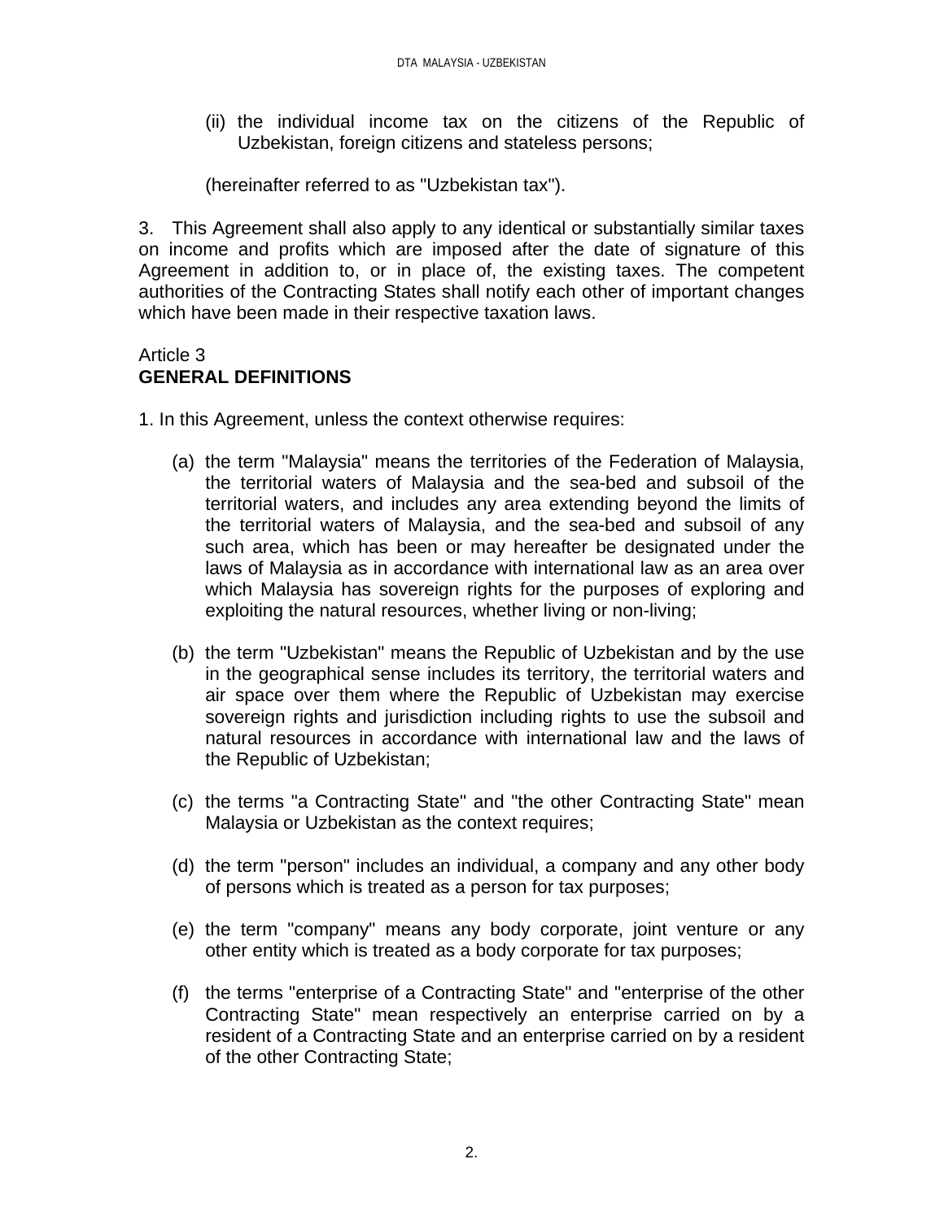(ii) the individual income tax on the citizens of the Republic of Uzbekistan, foreign citizens and stateless persons;

(hereinafter referred to as "Uzbekistan tax").

3. This Agreement shall also apply to any identical or substantially similar taxes on income and profits which are imposed after the date of signature of this Agreement in addition to, or in place of, the existing taxes. The competent authorities of the Contracting States shall notify each other of important changes which have been made in their respective taxation laws.

Article 3
**GENERAL DEFINITIONS**

1. In this Agreement, unless the context otherwise requires:

(a) the term "Malaysia" means the territories of the Federation of Malaysia, the territorial waters of Malaysia and the sea-bed and subsoil of the territorial waters, and includes any area extending beyond the limits of the territorial waters of Malaysia, and the sea-bed and subsoil of any such area, which has been or may hereafter be designated under the laws of Malaysia as in accordance with international law as an area over which Malaysia has sovereign rights for the purposes of exploring and exploiting the natural resources, whether living or non-living;

(b) the term "Uzbekistan" means the Republic of Uzbekistan and by the use in the geographical sense includes its territory, the territorial waters and air space over them where the Republic of Uzbekistan may exercise sovereign rights and jurisdiction including rights to use the subsoil and natural resources in accordance with international law and the laws of the Republic of Uzbekistan;

(c) the terms "a Contracting State" and "the other Contracting State" mean Malaysia or Uzbekistan as the context requires;

(d) the term "person" includes an individual, a company and any other body of persons which is treated as a person for tax purposes;

(e) the term "company" means any body corporate, joint venture or any other entity which is treated as a body corporate for tax purposes;

(f) the terms "enterprise of a Contracting State" and "enterprise of the other Contracting State" mean respectively an enterprise carried on by a resident of a Contracting State and an enterprise carried on by a resident of the other Contracting State;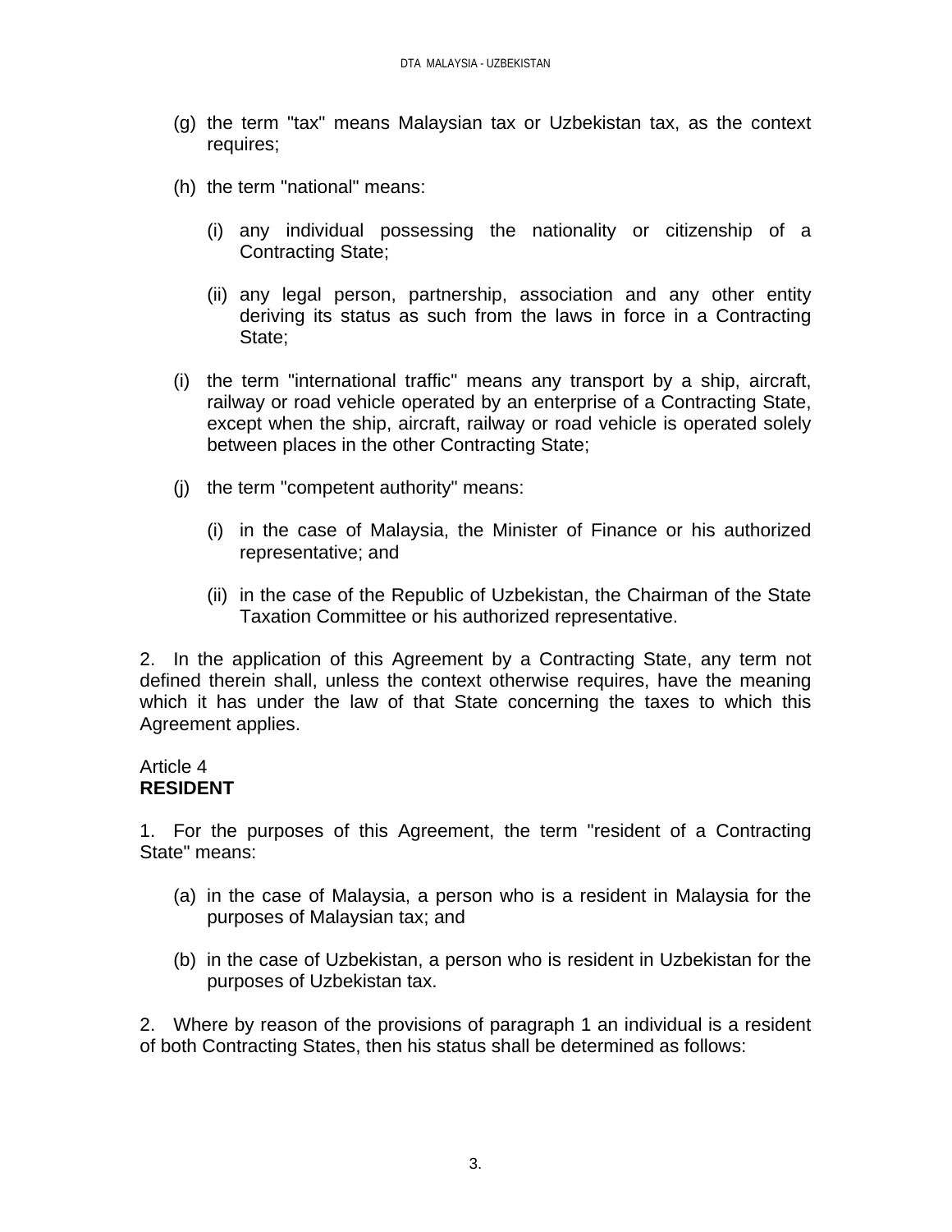(g) the term "tax" means Malaysian tax or Uzbekistan tax, as the context requires;

(h) the term "national" means:

   (i) any individual possessing the nationality or citizenship of a Contracting State;

   (ii) any legal person, partnership, association and any other entity deriving its status as such from the laws in force in a Contracting State;

(i) the term "international traffic" means any transport by a ship, aircraft, railway or road vehicle operated by an enterprise of a Contracting State, except when the ship, aircraft, railway or road vehicle is operated solely between places in the other Contracting State;

(j) the term "competent authority" means:

   (i) in the case of Malaysia, the Minister of Finance or his authorized representative; and

   (ii) in the case of the Republic of Uzbekistan, the Chairman of the State Taxation Committee or his authorized representative.

2. In the application of this Agreement by a Contracting State, any term not defined therein shall, unless the context otherwise requires, have the meaning which it has under the law of that State concerning the taxes to which this Agreement applies.

Article 4
**RESIDENT**

1. For the purposes of this Agreement, the term "resident of a Contracting State" means:

(a) in the case of Malaysia, a person who is a resident in Malaysia for the purposes of Malaysian tax; and

(b) in the case of Uzbekistan, a person who is resident in Uzbekistan for the purposes of Uzbekistan tax.

2. Where by reason of the provisions of paragraph 1 an individual is a resident of both Contracting States, then his status shall be determined as follows: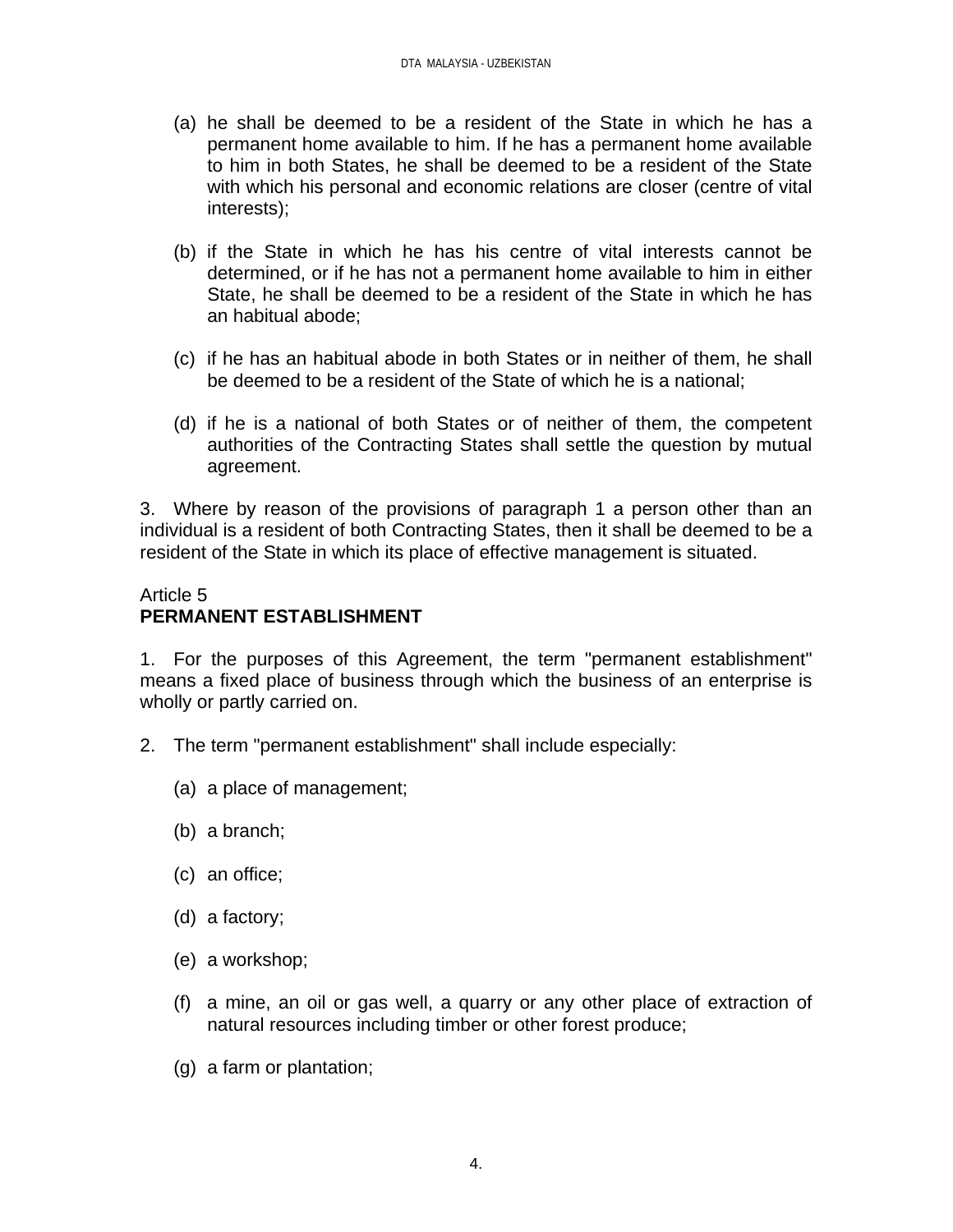(a) he shall be deemed to be a resident of the State in which he has a permanent home available to him. If he has a permanent home available to him in both States, he shall be deemed to be a resident of the State with which his personal and economic relations are closer (centre of vital interests);

(b) if the State in which he has his centre of vital interests cannot be determined, or if he has not a permanent home available to him in either State, he shall be deemed to be a resident of the State in which he has an habitual abode;

(c) if he has an habitual abode in both States or in neither of them, he shall be deemed to be a resident of the State of which he is a national;

(d) if he is a national of both States or of neither of them, the competent authorities of the Contracting States shall settle the question by mutual agreement.

3. Where by reason of the provisions of paragraph 1 a person other than an individual is a resident of both Contracting States, then it shall be deemed to be a resident of the State in which its place of effective management is situated.

## Article 5
## **PERMANENT ESTABLISHMENT**

1. For the purposes of this Agreement, the term "permanent establishment" means a fixed place of business through which the business of an enterprise is wholly or partly carried on.

2. The term "permanent establishment" shall include especially:

(a) a place of management;

(b) a branch;

(c) an office;

(d) a factory;

(e) a workshop;

(f) a mine, an oil or gas well, a quarry or any other place of extraction of natural resources including timber or other forest produce;

(g) a farm or plantation;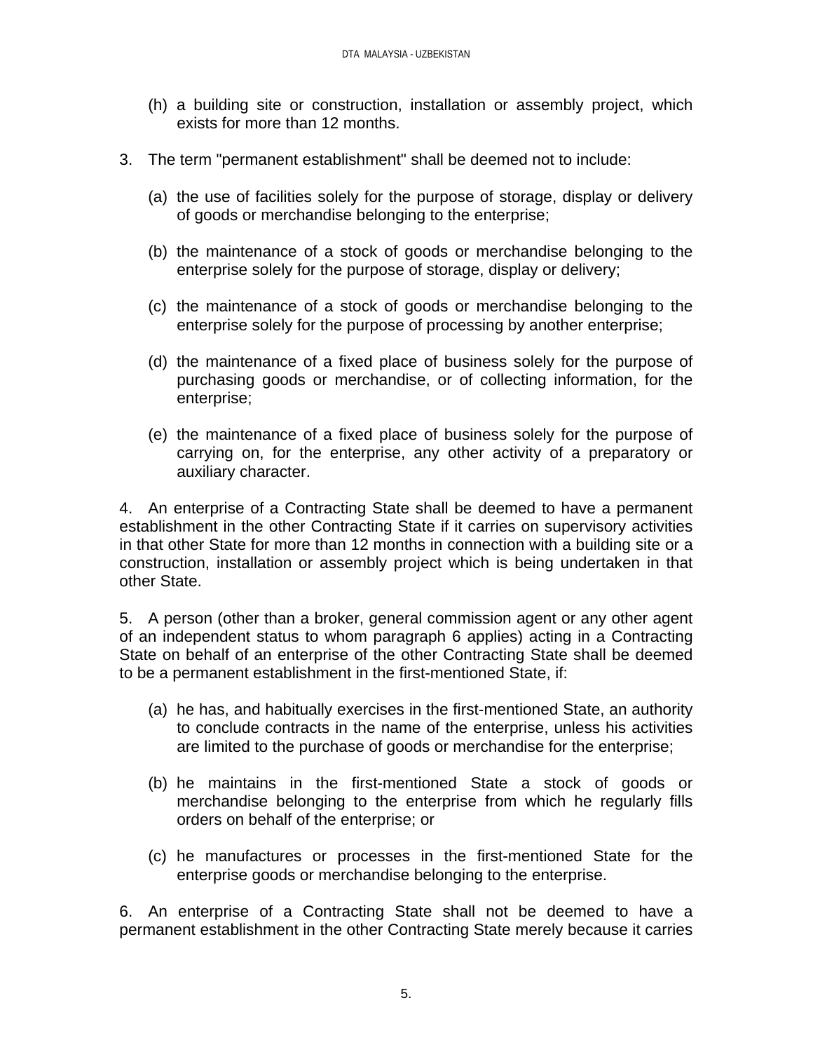(h) a building site or construction, installation or assembly project, which exists for more than 12 months.

3. The term "permanent establishment" shall be deemed not to include:

(a) the use of facilities solely for the purpose of storage, display or delivery of goods or merchandise belonging to the enterprise;

(b) the maintenance of a stock of goods or merchandise belonging to the enterprise solely for the purpose of storage, display or delivery;

(c) the maintenance of a stock of goods or merchandise belonging to the enterprise solely for the purpose of processing by another enterprise;

(d) the maintenance of a fixed place of business solely for the purpose of purchasing goods or merchandise, or of collecting information, for the enterprise;

(e) the maintenance of a fixed place of business solely for the purpose of carrying on, for the enterprise, any other activity of a preparatory or auxiliary character.

4. An enterprise of a Contracting State shall be deemed to have a permanent establishment in the other Contracting State if it carries on supervisory activities in that other State for more than 12 months in connection with a building site or a construction, installation or assembly project which is being undertaken in that other State.

5. A person (other than a broker, general commission agent or any other agent of an independent status to whom paragraph 6 applies) acting in a Contracting State on behalf of an enterprise of the other Contracting State shall be deemed to be a permanent establishment in the first-mentioned State, if:

(a) he has, and habitually exercises in the first-mentioned State, an authority to conclude contracts in the name of the enterprise, unless his activities are limited to the purchase of goods or merchandise for the enterprise;

(b) he maintains in the first-mentioned State a stock of goods or merchandise belonging to the enterprise from which he regularly fills orders on behalf of the enterprise; or

(c) he manufactures or processes in the first-mentioned State for the enterprise goods or merchandise belonging to the enterprise.

6. An enterprise of a Contracting State shall not be deemed to have a permanent establishment in the other Contracting State merely because it carries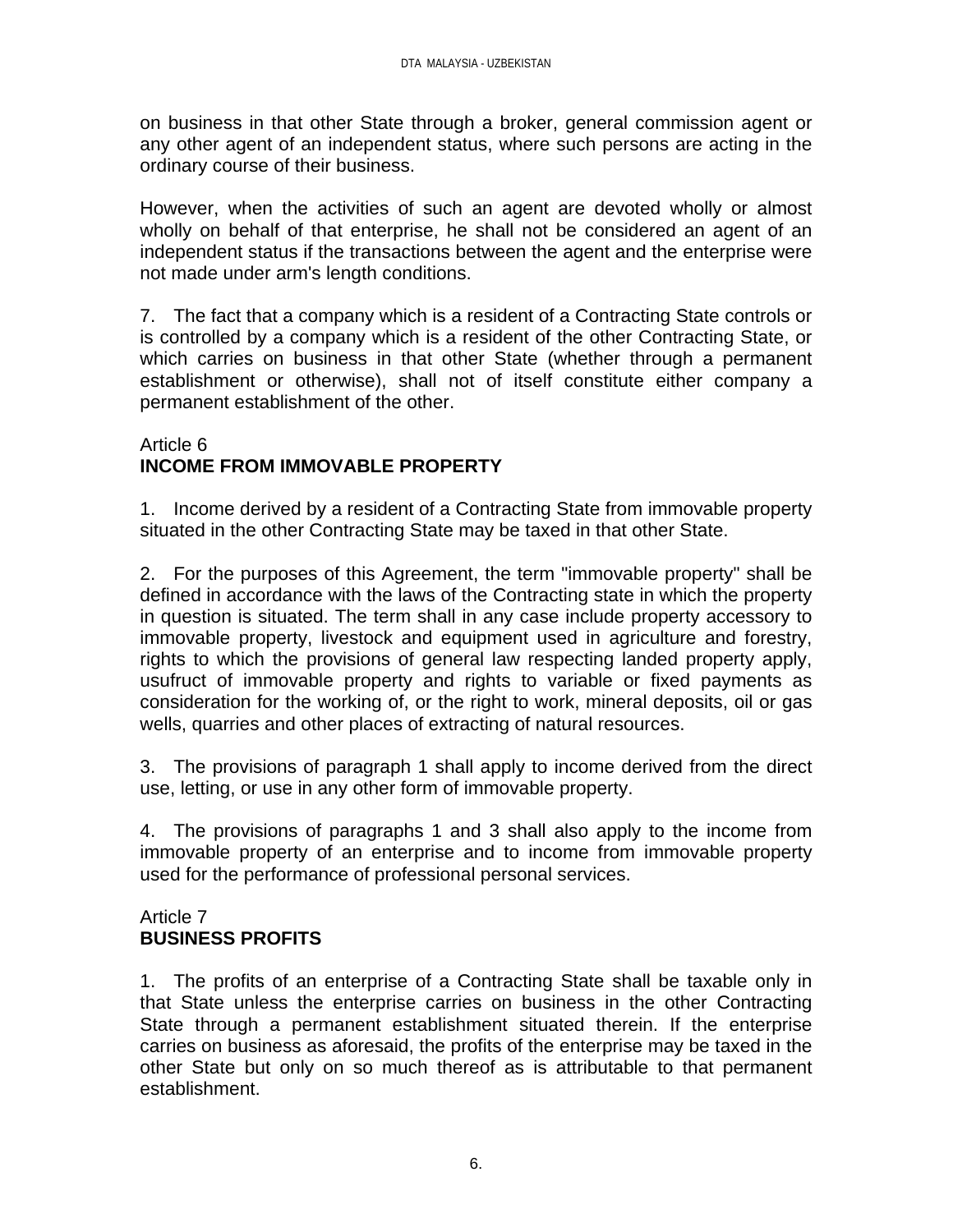on business in that other State through a broker, general commission agent or any other agent of an independent status, where such persons are acting in the ordinary course of their business.

However, when the activities of such an agent are devoted wholly or almost wholly on behalf of that enterprise, he shall not be considered an agent of an independent status if the transactions between the agent and the enterprise were not made under arm's length conditions.

7. The fact that a company which is a resident of a Contracting State controls or is controlled by a company which is a resident of the other Contracting State, or which carries on business in that other State (whether through a permanent establishment or otherwise), shall not of itself constitute either company a permanent establishment of the other.

## Article 6
## INCOME FROM IMMOVABLE PROPERTY

1. Income derived by a resident of a Contracting State from immovable property situated in the other Contracting State may be taxed in that other State.

2. For the purposes of this Agreement, the term "immovable property" shall be defined in accordance with the laws of the Contracting state in which the property in question is situated. The term shall in any case include property accessory to immovable property, livestock and equipment used in agriculture and forestry, rights to which the provisions of general law respecting landed property apply, usufruct of immovable property and rights to variable or fixed payments as consideration for the working of, or the right to work, mineral deposits, oil or gas wells, quarries and other places of extracting of natural resources.

3. The provisions of paragraph 1 shall apply to income derived from the direct use, letting, or use in any other form of immovable property.

4. The provisions of paragraphs 1 and 3 shall also apply to the income from immovable property of an enterprise and to income from immovable property used for the performance of professional personal services.

## Article 7
## BUSINESS PROFITS

1. The profits of an enterprise of a Contracting State shall be taxable only in that State unless the enterprise carries on business in the other Contracting State through a permanent establishment situated therein. If the enterprise carries on business as aforesaid, the profits of the enterprise may be taxed in the other State but only on so much thereof as is attributable to that permanent establishment.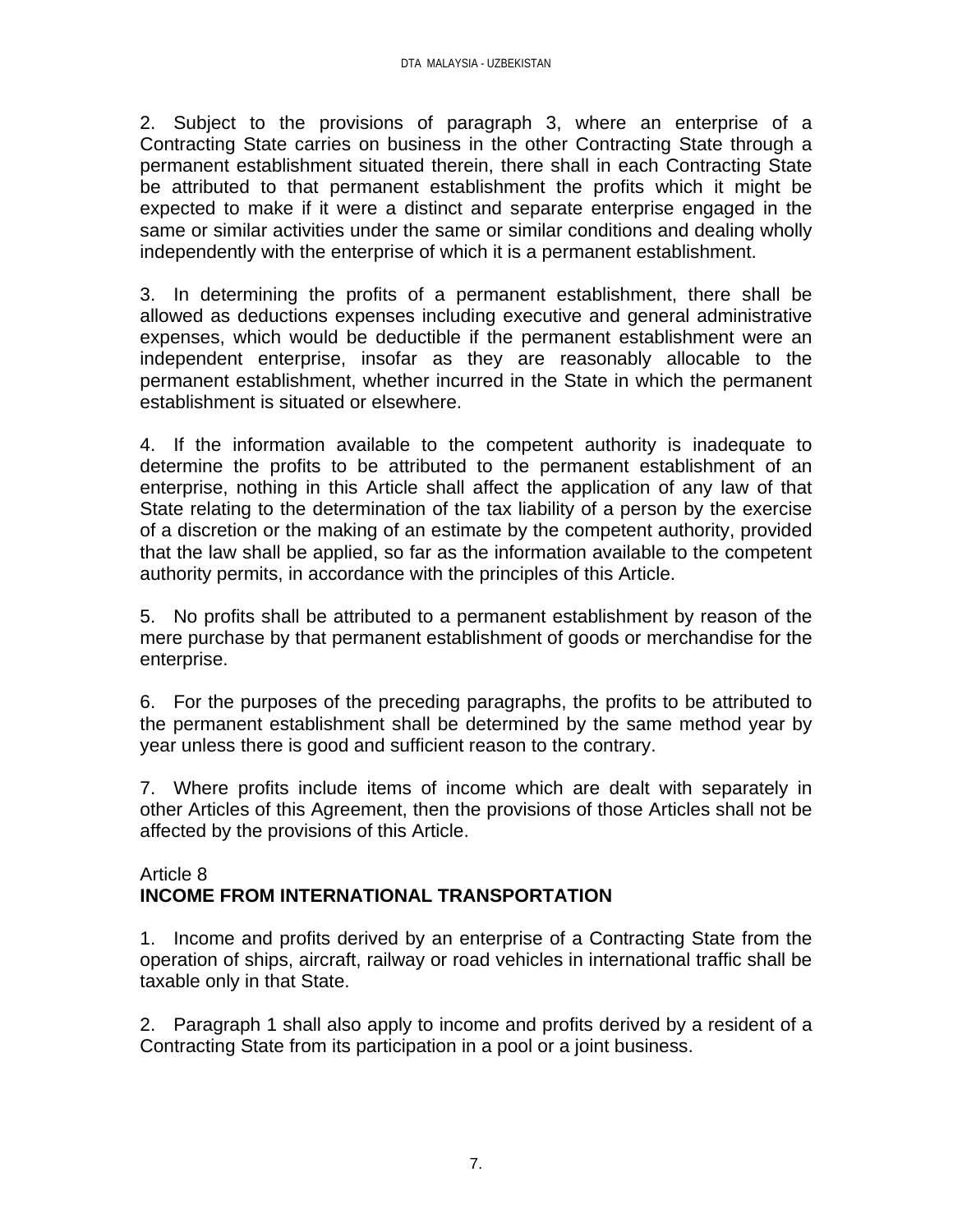2. Subject to the provisions of paragraph 3, where an enterprise of a Contracting State carries on business in the other Contracting State through a permanent establishment situated therein, there shall in each Contracting State be attributed to that permanent establishment the profits which it might be expected to make if it were a distinct and separate enterprise engaged in the same or similar activities under the same or similar conditions and dealing wholly independently with the enterprise of which it is a permanent establishment.

3. In determining the profits of a permanent establishment, there shall be allowed as deductions expenses including executive and general administrative expenses, which would be deductible if the permanent establishment were an independent enterprise, insofar as they are reasonably allocable to the permanent establishment, whether incurred in the State in which the permanent establishment is situated or elsewhere.

4. If the information available to the competent authority is inadequate to determine the profits to be attributed to the permanent establishment of an enterprise, nothing in this Article shall affect the application of any law of that State relating to the determination of the tax liability of a person by the exercise of a discretion or the making of an estimate by the competent authority, provided that the law shall be applied, so far as the information available to the competent authority permits, in accordance with the principles of this Article.

5. No profits shall be attributed to a permanent establishment by reason of the mere purchase by that permanent establishment of goods or merchandise for the enterprise.

6. For the purposes of the preceding paragraphs, the profits to be attributed to the permanent establishment shall be determined by the same method year by year unless there is good and sufficient reason to the contrary.

7. Where profits include items of income which are dealt with separately in other Articles of this Agreement, then the provisions of those Articles shall not be affected by the provisions of this Article.

## Article 8
## **INCOME FROM INTERNATIONAL TRANSPORTATION**

1. Income and profits derived by an enterprise of a Contracting State from the operation of ships, aircraft, railway or road vehicles in international traffic shall be taxable only in that State.

2. Paragraph 1 shall also apply to income and profits derived by a resident of a Contracting State from its participation in a pool or a joint business.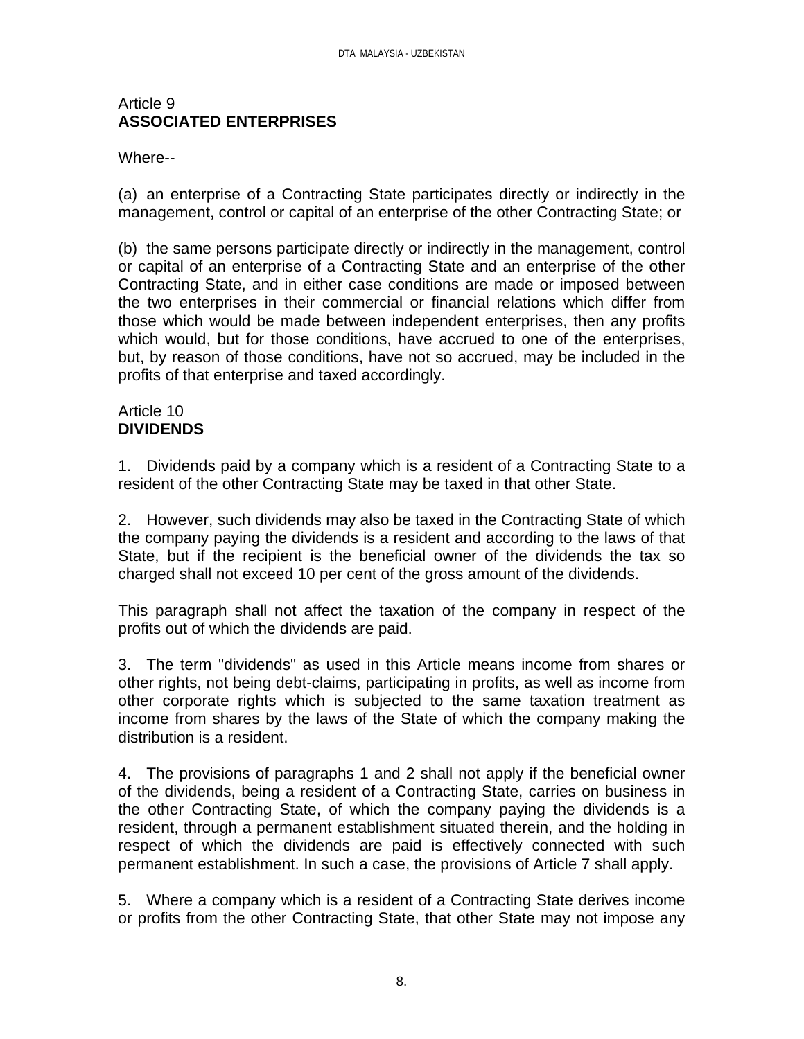## Article 9
**ASSOCIATED ENTERPRISES**

Where--

(a) an enterprise of a Contracting State participates directly or indirectly in the management, control or capital of an enterprise of the other Contracting State; or

(b) the same persons participate directly or indirectly in the management, control or capital of an enterprise of a Contracting State and an enterprise of the other Contracting State, and in either case conditions are made or imposed between the two enterprises in their commercial or financial relations which differ from those which would be made between independent enterprises, then any profits which would, but for those conditions, have accrued to one of the enterprises, but, by reason of those conditions, have not so accrued, may be included in the profits of that enterprise and taxed accordingly.

## Article 10
**DIVIDENDS**

1. Dividends paid by a company which is a resident of a Contracting State to a resident of the other Contracting State may be taxed in that other State.

2. However, such dividends may also be taxed in the Contracting State of which the company paying the dividends is a resident and according to the laws of that State, but if the recipient is the beneficial owner of the dividends the tax so charged shall not exceed 10 per cent of the gross amount of the dividends.

This paragraph shall not affect the taxation of the company in respect of the profits out of which the dividends are paid.

3. The term "dividends" as used in this Article means income from shares or other rights, not being debt-claims, participating in profits, as well as income from other corporate rights which is subjected to the same taxation treatment as income from shares by the laws of the State of which the company making the distribution is a resident.

4. The provisions of paragraphs 1 and 2 shall not apply if the beneficial owner of the dividends, being a resident of a Contracting State, carries on business in the other Contracting State, of which the company paying the dividends is a resident, through a permanent establishment situated therein, and the holding in respect of which the dividends are paid is effectively connected with such permanent establishment. In such a case, the provisions of Article 7 shall apply.

5. Where a company which is a resident of a Contracting State derives income or profits from the other Contracting State, that other State may not impose any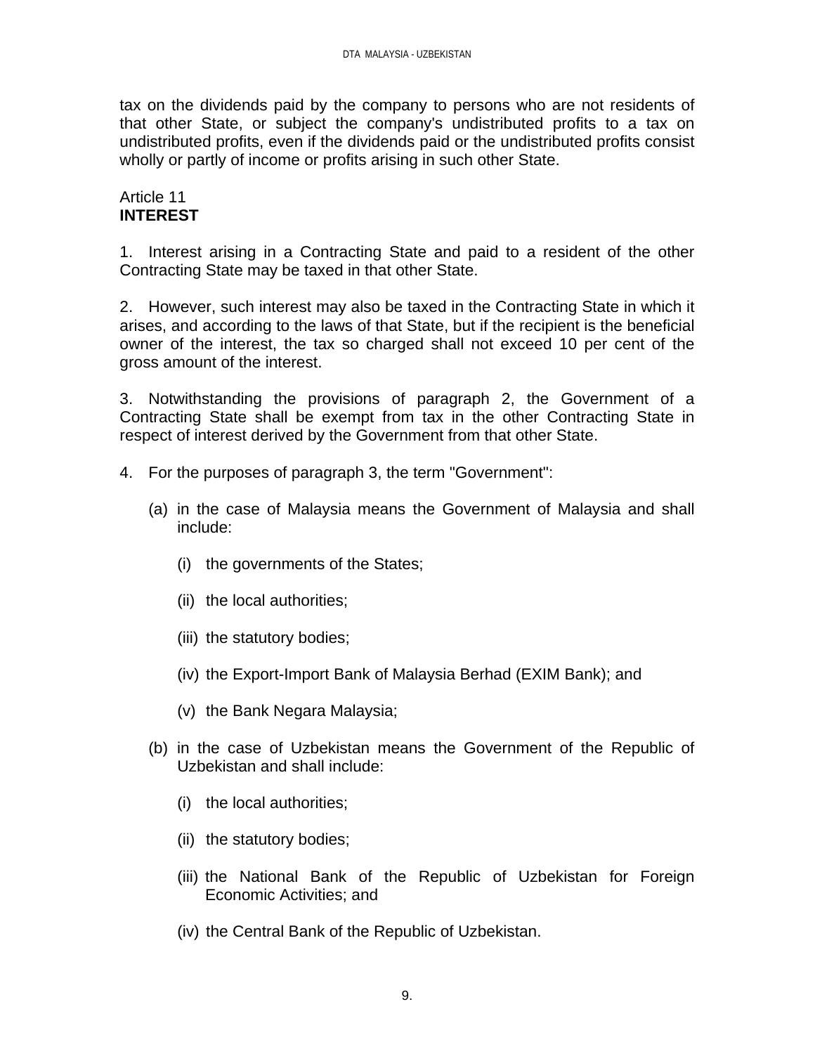tax on the dividends paid by the company to persons who are not residents of that other State, or subject the company's undistributed profits to a tax on undistributed profits, even if the dividends paid or the undistributed profits consist wholly or partly of income or profits arising in such other State.

Article 11
**INTEREST**

1. Interest arising in a Contracting State and paid to a resident of the other Contracting State may be taxed in that other State.

2. However, such interest may also be taxed in the Contracting State in which it arises, and according to the laws of that State, but if the recipient is the beneficial owner of the interest, the tax so charged shall not exceed 10 per cent of the gross amount of the interest.

3. Notwithstanding the provisions of paragraph 2, the Government of a Contracting State shall be exempt from tax in the other Contracting State in respect of interest derived by the Government from that other State.

4. For the purposes of paragraph 3, the term "Government":

   (a) in the case of Malaysia means the Government of Malaysia and shall include:

      (i) the governments of the States;

      (ii) the local authorities;

      (iii) the statutory bodies;

      (iv) the Export-Import Bank of Malaysia Berhad (EXIM Bank); and

      (v) the Bank Negara Malaysia;

   (b) in the case of Uzbekistan means the Government of the Republic of Uzbekistan and shall include:

      (i) the local authorities;

      (ii) the statutory bodies;

      (iii) the National Bank of the Republic of Uzbekistan for Foreign Economic Activities; and

      (iv) the Central Bank of the Republic of Uzbekistan.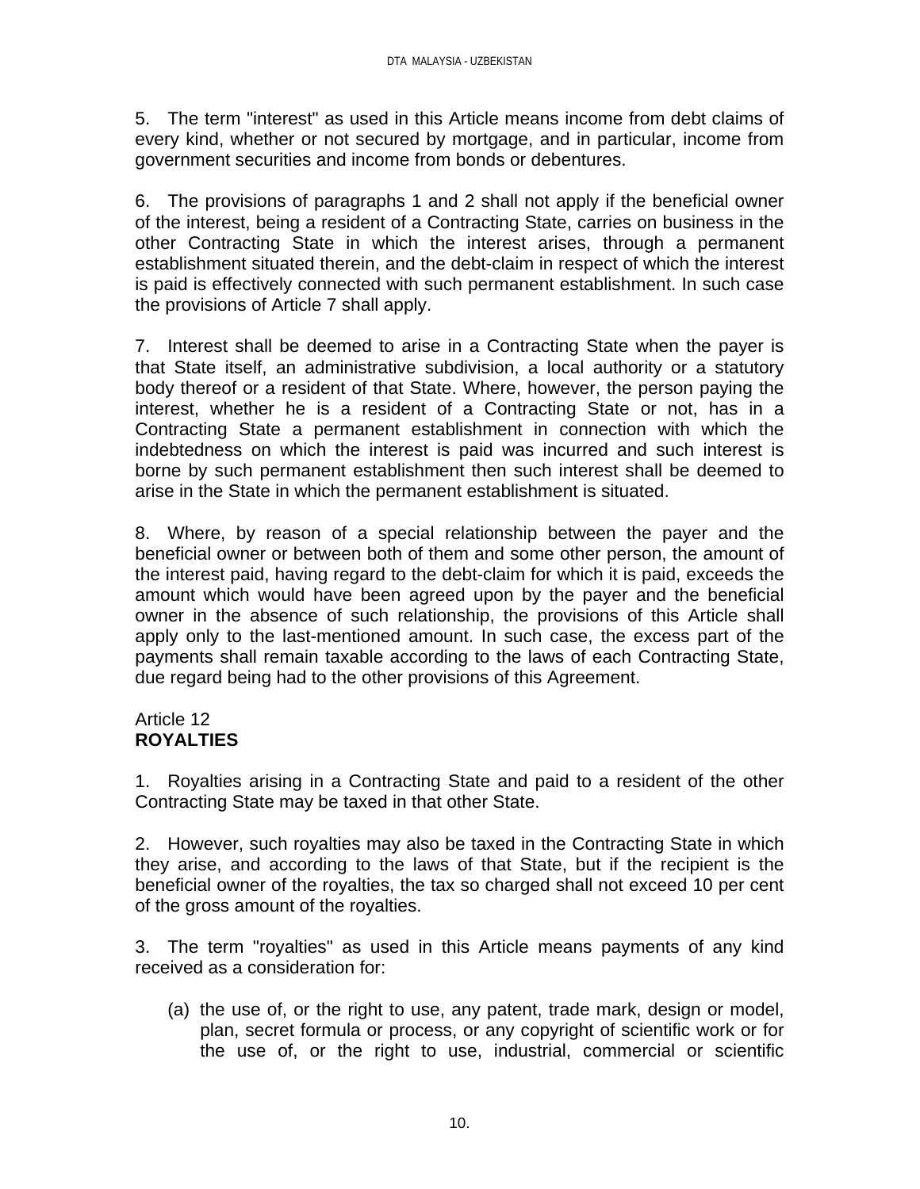5. The term "interest" as used in this Article means income from debt claims of every kind, whether or not secured by mortgage, and in particular, income from government securities and income from bonds or debentures.

6. The provisions of paragraphs 1 and 2 shall not apply if the beneficial owner of the interest, being a resident of a Contracting State, carries on business in the other Contracting State in which the interest arises, through a permanent establishment situated therein, and the debt-claim in respect of which the interest is paid is effectively connected with such permanent establishment. In such case the provisions of Article 7 shall apply.

7. Interest shall be deemed to arise in a Contracting State when the payer is that State itself, an administrative subdivision, a local authority or a statutory body thereof or a resident of that State. Where, however, the person paying the interest, whether he is a resident of a Contracting State or not, has in a Contracting State a permanent establishment in connection with which the indebtedness on which the interest is paid was incurred and such interest is borne by such permanent establishment then such interest shall be deemed to arise in the State in which the permanent establishment is situated.

8. Where, by reason of a special relationship between the payer and the beneficial owner or between both of them and some other person, the amount of the interest paid, having regard to the debt-claim for which it is paid, exceeds the amount which would have been agreed upon by the payer and the beneficial owner in the absence of such relationship, the provisions of this Article shall apply only to the last-mentioned amount. In such case, the excess part of the payments shall remain taxable according to the laws of each Contracting State, due regard being had to the other provisions of this Agreement.

## Article 12
## **ROYALTIES**

1. Royalties arising in a Contracting State and paid to a resident of the other Contracting State may be taxed in that other State.

2. However, such royalties may also be taxed in the Contracting State in which they arise, and according to the laws of that State, but if the recipient is the beneficial owner of the royalties, the tax so charged shall not exceed 10 per cent of the gross amount of the royalties.

3. The term "royalties" as used in this Article means payments of any kind received as a consideration for:

(a) the use of, or the right to use, any patent, trade mark, design or model, plan, secret formula or process, or any copyright of scientific work or for the use of, or the right to use, industrial, commercial or scientific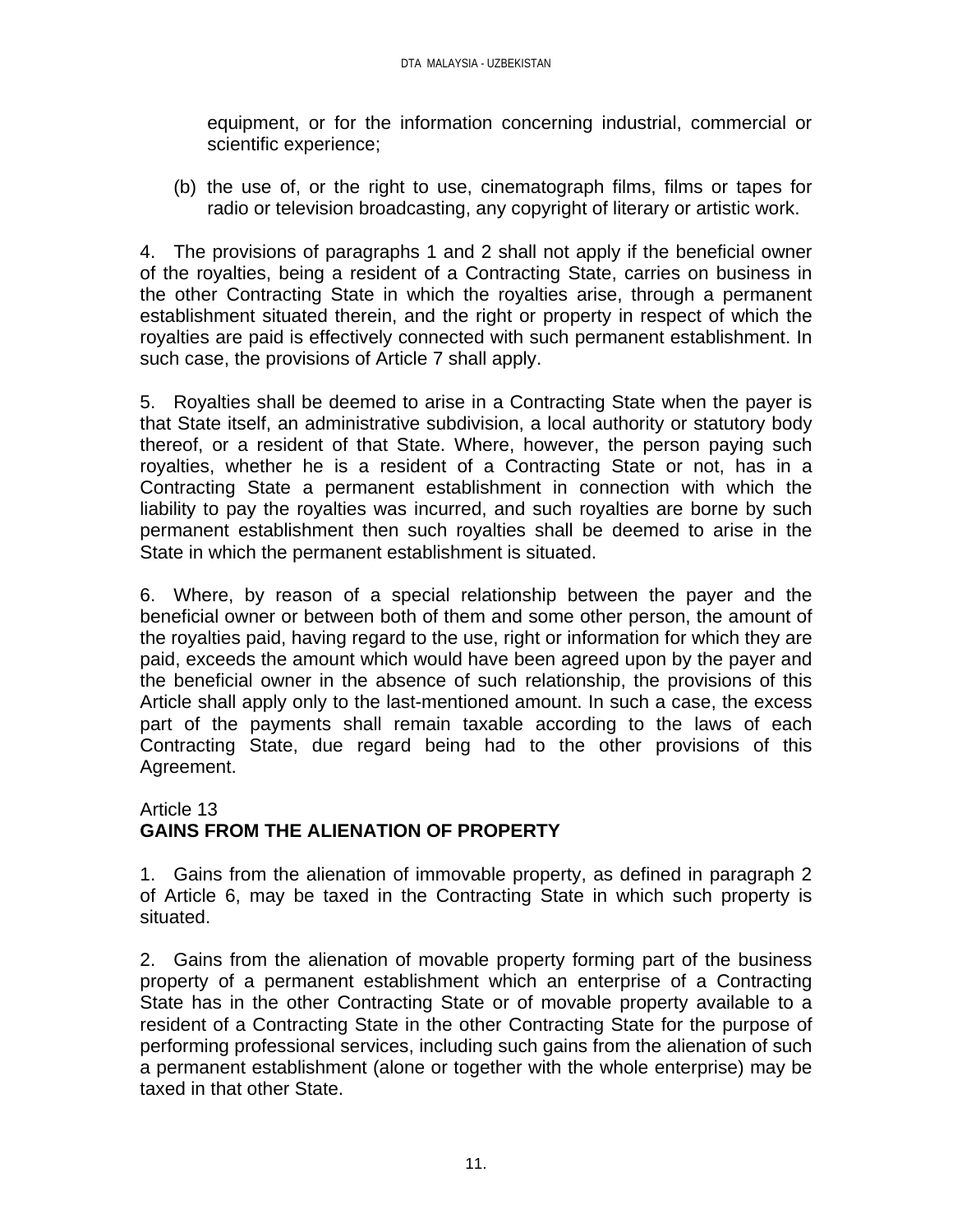equipment, or for the information concerning industrial, commercial or scientific experience;

(b) the use of, or the right to use, cinematograph films, films or tapes for radio or television broadcasting, any copyright of literary or artistic work.

4. The provisions of paragraphs 1 and 2 shall not apply if the beneficial owner of the royalties, being a resident of a Contracting State, carries on business in the other Contracting State in which the royalties arise, through a permanent establishment situated therein, and the right or property in respect of which the royalties are paid is effectively connected with such permanent establishment. In such case, the provisions of Article 7 shall apply.

5. Royalties shall be deemed to arise in a Contracting State when the payer is that State itself, an administrative subdivision, a local authority or statutory body thereof, or a resident of that State. Where, however, the person paying such royalties, whether he is a resident of a Contracting State or not, has in a Contracting State a permanent establishment in connection with which the liability to pay the royalties was incurred, and such royalties are borne by such permanent establishment then such royalties shall be deemed to arise in the State in which the permanent establishment is situated.

6. Where, by reason of a special relationship between the payer and the beneficial owner or between both of them and some other person, the amount of the royalties paid, having regard to the use, right or information for which they are paid, exceeds the amount which would have been agreed upon by the payer and the beneficial owner in the absence of such relationship, the provisions of this Article shall apply only to the last-mentioned amount. In such a case, the excess part of the payments shall remain taxable according to the laws of each Contracting State, due regard being had to the other provisions of this Agreement.

Article 13
## GAINS FROM THE ALIENATION OF PROPERTY

1. Gains from the alienation of immovable property, as defined in paragraph 2 of Article 6, may be taxed in the Contracting State in which such property is situated.

2. Gains from the alienation of movable property forming part of the business property of a permanent establishment which an enterprise of a Contracting State has in the other Contracting State or of movable property available to a resident of a Contracting State in the other Contracting State for the purpose of performing professional services, including such gains from the alienation of such a permanent establishment (alone or together with the whole enterprise) may be taxed in that other State.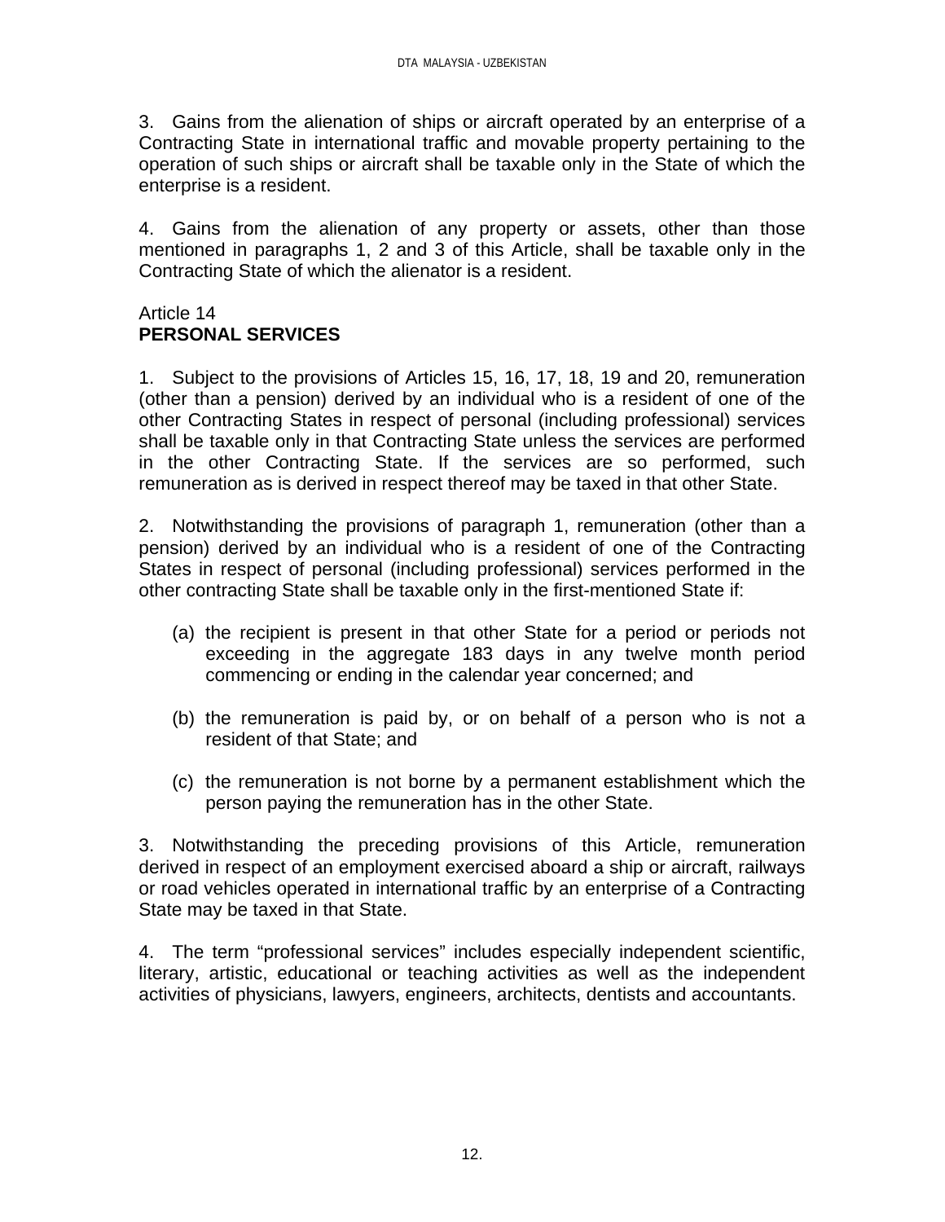3. Gains from the alienation of ships or aircraft operated by an enterprise of a Contracting State in international traffic and movable property pertaining to the operation of such ships or aircraft shall be taxable only in the State of which the enterprise is a resident.

4. Gains from the alienation of any property or assets, other than those mentioned in paragraphs 1, 2 and 3 of this Article, shall be taxable only in the Contracting State of which the alienator is a resident.

Article 14
**PERSONAL SERVICES**

1. Subject to the provisions of Articles 15, 16, 17, 18, 19 and 20, remuneration (other than a pension) derived by an individual who is a resident of one of the other Contracting States in respect of personal (including professional) services shall be taxable only in that Contracting State unless the services are performed in the other Contracting State. If the services are so performed, such remuneration as is derived in respect thereof may be taxed in that other State.

2. Notwithstanding the provisions of paragraph 1, remuneration (other than a pension) derived by an individual who is a resident of one of the Contracting States in respect of personal (including professional) services performed in the other contracting State shall be taxable only in the first-mentioned State if:

(a) the recipient is present in that other State for a period or periods not exceeding in the aggregate 183 days in any twelve month period commencing or ending in the calendar year concerned; and

(b) the remuneration is paid by, or on behalf of a person who is not a resident of that State; and

(c) the remuneration is not borne by a permanent establishment which the person paying the remuneration has in the other State.

3. Notwithstanding the preceding provisions of this Article, remuneration derived in respect of an employment exercised aboard a ship or aircraft, railways or road vehicles operated in international traffic by an enterprise of a Contracting State may be taxed in that State.

4. The term "professional services" includes especially independent scientific, literary, artistic, educational or teaching activities as well as the independent activities of physicians, lawyers, engineers, architects, dentists and accountants.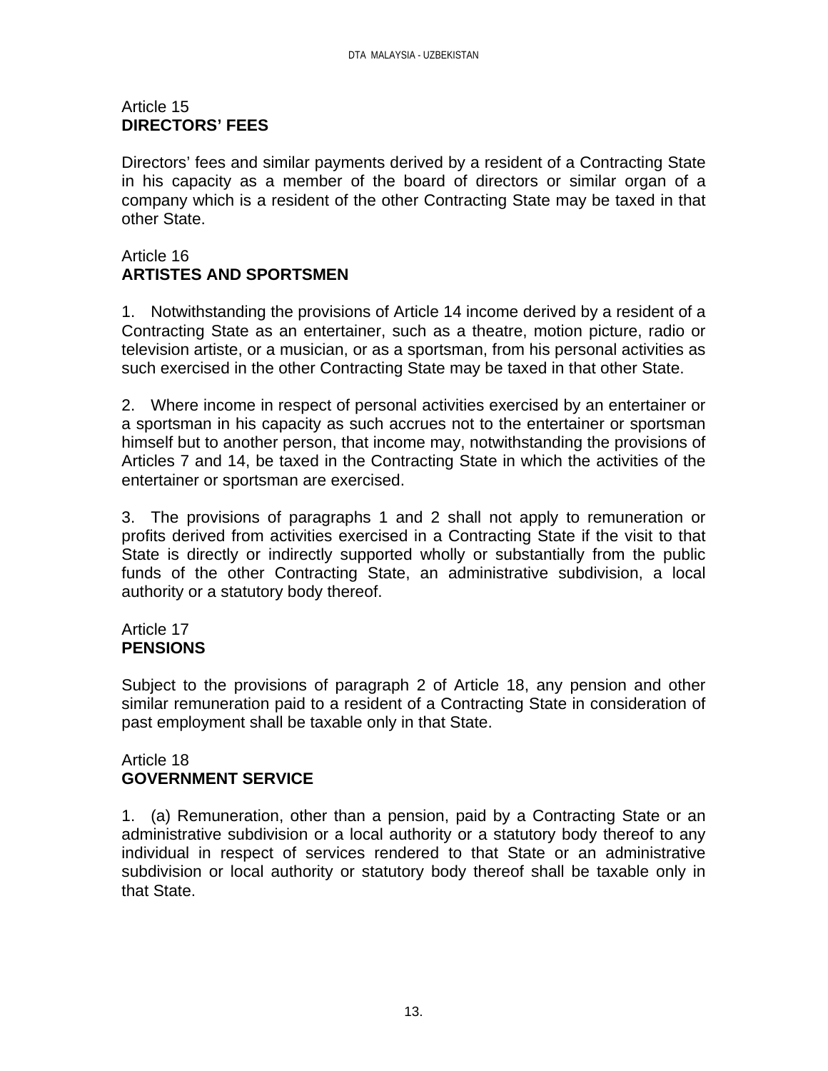## Article 15
**DIRECTORS' FEES**

Directors' fees and similar payments derived by a resident of a Contracting State in his capacity as a member of the board of directors or similar organ of a company which is a resident of the other Contracting State may be taxed in that other State.

## Article 16
**ARTISTES AND SPORTSMEN**

1. Notwithstanding the provisions of Article 14 income derived by a resident of a Contracting State as an entertainer, such as a theatre, motion picture, radio or television artiste, or a musician, or as a sportsman, from his personal activities as such exercised in the other Contracting State may be taxed in that other State.

2. Where income in respect of personal activities exercised by an entertainer or a sportsman in his capacity as such accrues not to the entertainer or sportsman himself but to another person, that income may, notwithstanding the provisions of Articles 7 and 14, be taxed in the Contracting State in which the activities of the entertainer or sportsman are exercised.

3. The provisions of paragraphs 1 and 2 shall not apply to remuneration or profits derived from activities exercised in a Contracting State if the visit to that State is directly or indirectly supported wholly or substantially from the public funds of the other Contracting State, an administrative subdivision, a local authority or a statutory body thereof.

## Article 17
**PENSIONS**

Subject to the provisions of paragraph 2 of Article 18, any pension and other similar remuneration paid to a resident of a Contracting State in consideration of past employment shall be taxable only in that State.

## Article 18
**GOVERNMENT SERVICE**

1. (a) Remuneration, other than a pension, paid by a Contracting State or an administrative subdivision or a local authority or a statutory body thereof to any individual in respect of services rendered to that State or an administrative subdivision or local authority or statutory body thereof shall be taxable only in that State.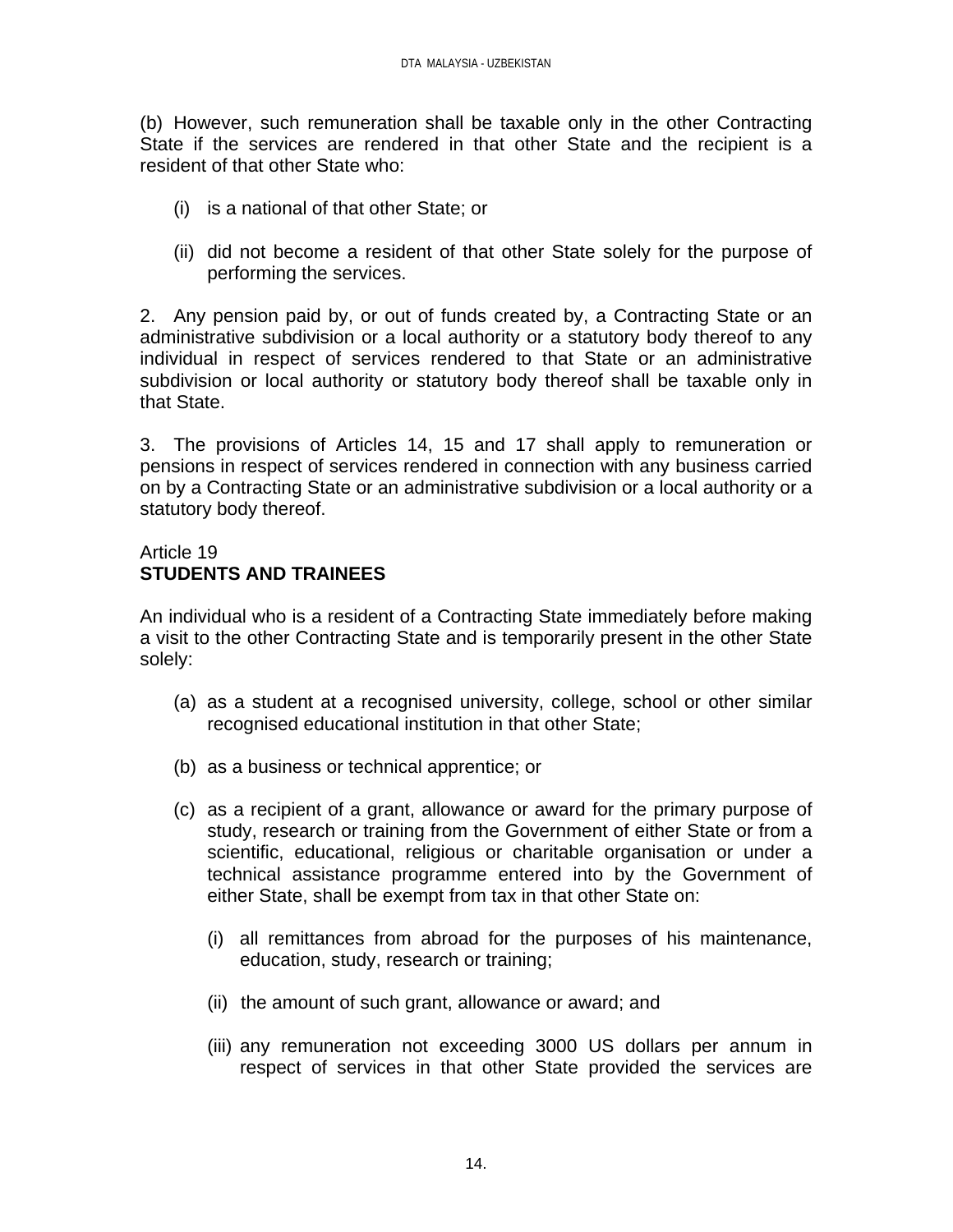(b) However, such remuneration shall be taxable only in the other Contracting State if the services are rendered in that other State and the recipient is a resident of that other State who:

(i) is a national of that other State; or

(ii) did not become a resident of that other State solely for the purpose of performing the services.

2. Any pension paid by, or out of funds created by, a Contracting State or an administrative subdivision or a local authority or a statutory body thereof to any individual in respect of services rendered to that State or an administrative subdivision or local authority or statutory body thereof shall be taxable only in that State.

3. The provisions of Articles 14, 15 and 17 shall apply to remuneration or pensions in respect of services rendered in connection with any business carried on by a Contracting State or an administrative subdivision or a local authority or a statutory body thereof.

## Article 19
## **STUDENTS AND TRAINEES**

An individual who is a resident of a Contracting State immediately before making a visit to the other Contracting State and is temporarily present in the other State solely:

(a) as a student at a recognised university, college, school or other similar recognised educational institution in that other State;

(b) as a business or technical apprentice; or

(c) as a recipient of a grant, allowance or award for the primary purpose of study, research or training from the Government of either State or from a scientific, educational, religious or charitable organisation or under a technical assistance programme entered into by the Government of either State, shall be exempt from tax in that other State on:

   (i) all remittances from abroad for the purposes of his maintenance, education, study, research or training;

   (ii) the amount of such grant, allowance or award; and

   (iii) any remuneration not exceeding 3000 US dollars per annum in respect of services in that other State provided the services are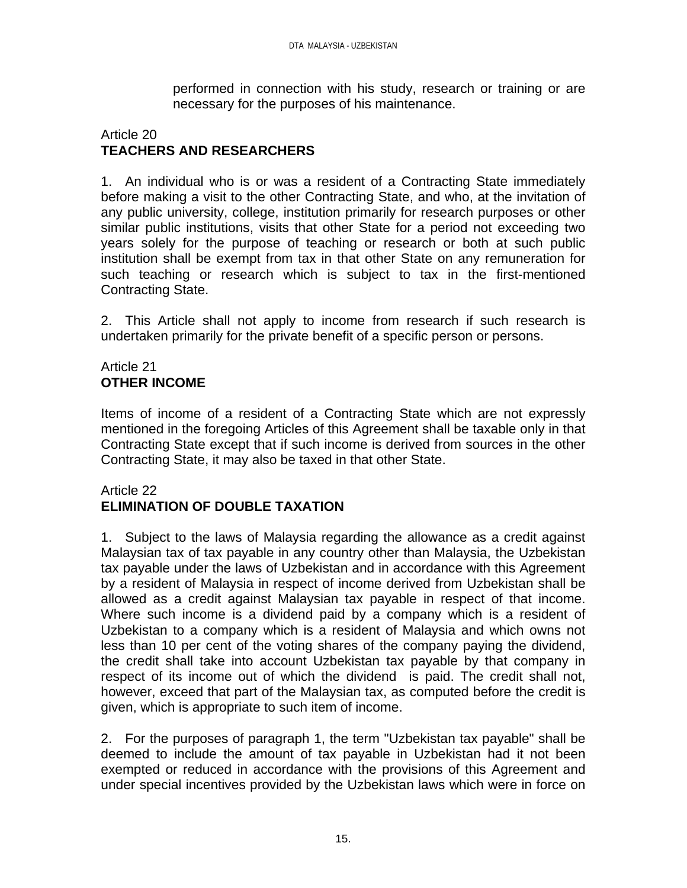performed in connection with his study, research or training or are necessary for the purposes of his maintenance.

## Article 20
## TEACHERS AND RESEARCHERS

1. An individual who is or was a resident of a Contracting State immediately before making a visit to the other Contracting State, and who, at the invitation of any public university, college, institution primarily for research purposes or other similar public institutions, visits that other State for a period not exceeding two years solely for the purpose of teaching or research or both at such public institution shall be exempt from tax in that other State on any remuneration for such teaching or research which is subject to tax in the first-mentioned Contracting State.

2. This Article shall not apply to income from research if such research is undertaken primarily for the private benefit of a specific person or persons.

## Article 21
## OTHER INCOME

Items of income of a resident of a Contracting State which are not expressly mentioned in the foregoing Articles of this Agreement shall be taxable only in that Contracting State except that if such income is derived from sources in the other Contracting State, it may also be taxed in that other State.

## Article 22
## ELIMINATION OF DOUBLE TAXATION

1. Subject to the laws of Malaysia regarding the allowance as a credit against Malaysian tax of tax payable in any country other than Malaysia, the Uzbekistan tax payable under the laws of Uzbekistan and in accordance with this Agreement by a resident of Malaysia in respect of income derived from Uzbekistan shall be allowed as a credit against Malaysian tax payable in respect of that income. Where such income is a dividend paid by a company which is a resident of Uzbekistan to a company which is a resident of Malaysia and which owns not less than 10 per cent of the voting shares of the company paying the dividend, the credit shall take into account Uzbekistan tax payable by that company in respect of its income out of which the dividend is paid. The credit shall not, however, exceed that part of the Malaysian tax, as computed before the credit is given, which is appropriate to such item of income.

2. For the purposes of paragraph 1, the term "Uzbekistan tax payable" shall be deemed to include the amount of tax payable in Uzbekistan had it not been exempted or reduced in accordance with the provisions of this Agreement and under special incentives provided by the Uzbekistan laws which were in force on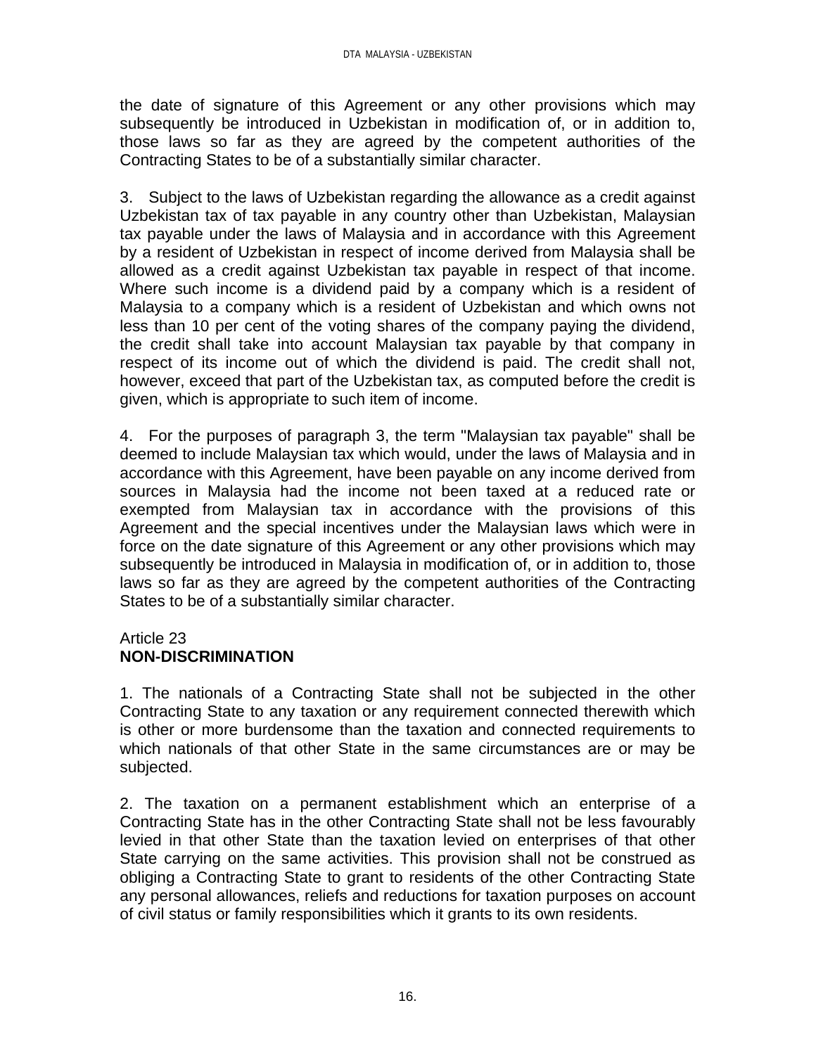the date of signature of this Agreement or any other provisions which may subsequently be introduced in Uzbekistan in modification of, or in addition to, those laws so far as they are agreed by the competent authorities of the Contracting States to be of a substantially similar character.

3. Subject to the laws of Uzbekistan regarding the allowance as a credit against Uzbekistan tax of tax payable in any country other than Uzbekistan, Malaysian tax payable under the laws of Malaysia and in accordance with this Agreement by a resident of Uzbekistan in respect of income derived from Malaysia shall be allowed as a credit against Uzbekistan tax payable in respect of that income. Where such income is a dividend paid by a company which is a resident of Malaysia to a company which is a resident of Uzbekistan and which owns not less than 10 per cent of the voting shares of the company paying the dividend, the credit shall take into account Malaysian tax payable by that company in respect of its income out of which the dividend is paid. The credit shall not, however, exceed that part of the Uzbekistan tax, as computed before the credit is given, which is appropriate to such item of income.

4. For the purposes of paragraph 3, the term "Malaysian tax payable" shall be deemed to include Malaysian tax which would, under the laws of Malaysia and in accordance with this Agreement, have been payable on any income derived from sources in Malaysia had the income not been taxed at a reduced rate or exempted from Malaysian tax in accordance with the provisions of this Agreement and the special incentives under the Malaysian laws which were in force on the date signature of this Agreement or any other provisions which may subsequently be introduced in Malaysia in modification of, or in addition to, those laws so far as they are agreed by the competent authorities of the Contracting States to be of a substantially similar character.

Article 23
**NON-DISCRIMINATION**

1. The nationals of a Contracting State shall not be subjected in the other Contracting State to any taxation or any requirement connected therewith which is other or more burdensome than the taxation and connected requirements to which nationals of that other State in the same circumstances are or may be subjected.

2. The taxation on a permanent establishment which an enterprise of a Contracting State has in the other Contracting State shall not be less favourably levied in that other State than the taxation levied on enterprises of that other State carrying on the same activities. This provision shall not be construed as obliging a Contracting State to grant to residents of the other Contracting State any personal allowances, reliefs and reductions for taxation purposes on account of civil status or family responsibilities which it grants to its own residents.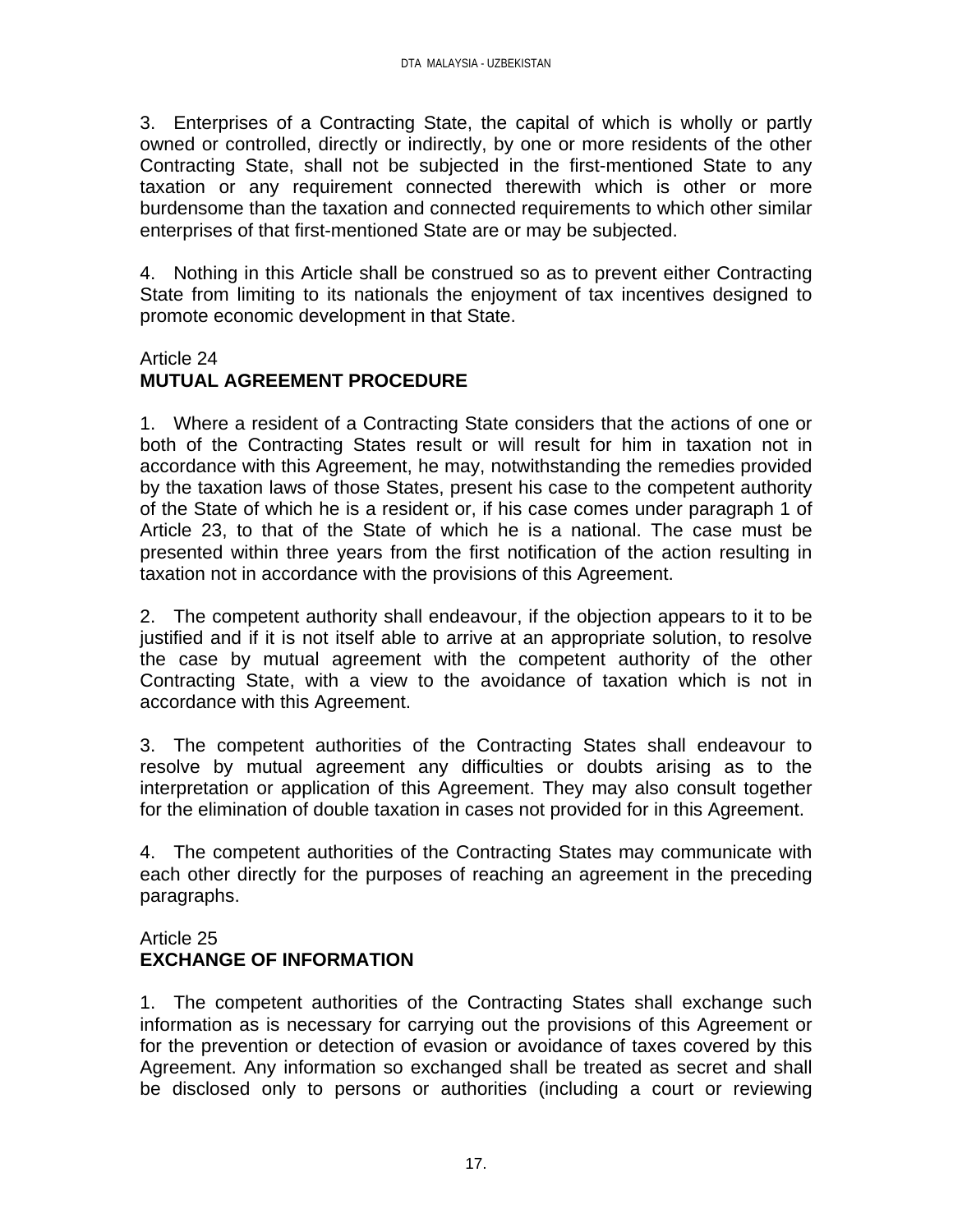3. Enterprises of a Contracting State, the capital of which is wholly or partly owned or controlled, directly or indirectly, by one or more residents of the other Contracting State, shall not be subjected in the first-mentioned State to any taxation or any requirement connected therewith which is other or more burdensome than the taxation and connected requirements to which other similar enterprises of that first-mentioned State are or may be subjected.

4. Nothing in this Article shall be construed so as to prevent either Contracting State from limiting to its nationals the enjoyment of tax incentives designed to promote economic development in that State.

Article 24
**MUTUAL AGREEMENT PROCEDURE**

1. Where a resident of a Contracting State considers that the actions of one or both of the Contracting States result or will result for him in taxation not in accordance with this Agreement, he may, notwithstanding the remedies provided by the taxation laws of those States, present his case to the competent authority of the State of which he is a resident or, if his case comes under paragraph 1 of Article 23, to that of the State of which he is a national. The case must be presented within three years from the first notification of the action resulting in taxation not in accordance with the provisions of this Agreement.

2. The competent authority shall endeavour, if the objection appears to it to be justified and if it is not itself able to arrive at an appropriate solution, to resolve the case by mutual agreement with the competent authority of the other Contracting State, with a view to the avoidance of taxation which is not in accordance with this Agreement.

3. The competent authorities of the Contracting States shall endeavour to resolve by mutual agreement any difficulties or doubts arising as to the interpretation or application of this Agreement. They may also consult together for the elimination of double taxation in cases not provided for in this Agreement.

4. The competent authorities of the Contracting States may communicate with each other directly for the purposes of reaching an agreement in the preceding paragraphs.

Article 25
**EXCHANGE OF INFORMATION**

1. The competent authorities of the Contracting States shall exchange such information as is necessary for carrying out the provisions of this Agreement or for the prevention or detection of evasion or avoidance of taxes covered by this Agreement. Any information so exchanged shall be treated as secret and shall be disclosed only to persons or authorities (including a court or reviewing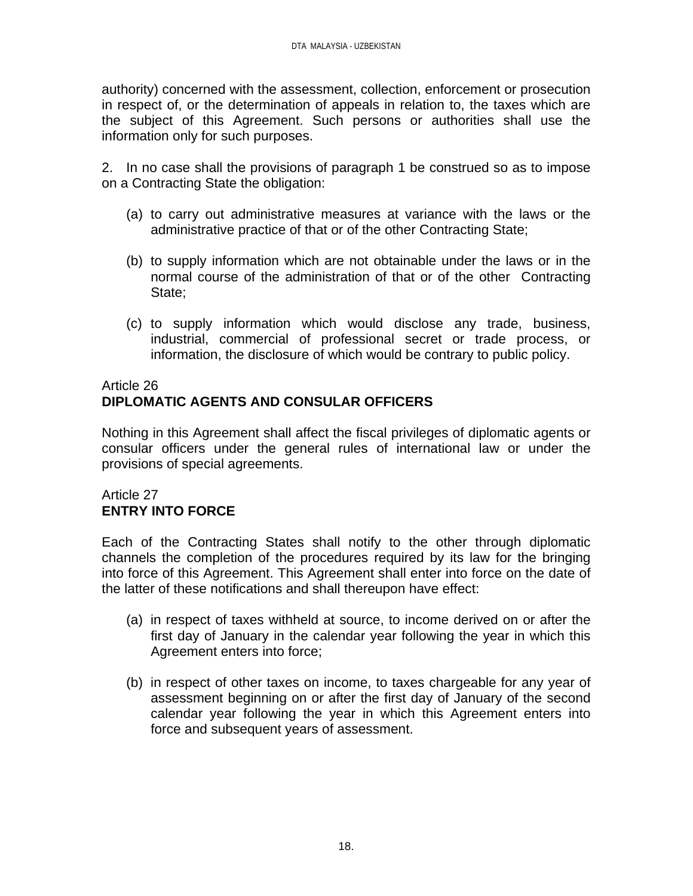authority) concerned with the assessment, collection, enforcement or prosecution in respect of, or the determination of appeals in relation to, the taxes which are the subject of this Agreement. Such persons or authorities shall use the information only for such purposes.

2. In no case shall the provisions of paragraph 1 be construed so as to impose on a Contracting State the obligation:

(a) to carry out administrative measures at variance with the laws or the administrative practice of that or of the other Contracting State;

(b) to supply information which are not obtainable under the laws or in the normal course of the administration of that or of the other Contracting State;

(c) to supply information which would disclose any trade, business, industrial, commercial of professional secret or trade process, or information, the disclosure of which would be contrary to public policy.

Article 26
**DIPLOMATIC AGENTS AND CONSULAR OFFICERS**

Nothing in this Agreement shall affect the fiscal privileges of diplomatic agents or consular officers under the general rules of international law or under the provisions of special agreements.

Article 27
**ENTRY INTO FORCE**

Each of the Contracting States shall notify to the other through diplomatic channels the completion of the procedures required by its law for the bringing into force of this Agreement. This Agreement shall enter into force on the date of the latter of these notifications and shall thereupon have effect:

(a) in respect of taxes withheld at source, to income derived on or after the first day of January in the calendar year following the year in which this Agreement enters into force;

(b) in respect of other taxes on income, to taxes chargeable for any year of assessment beginning on or after the first day of January of the second calendar year following the year in which this Agreement enters into force and subsequent years of assessment.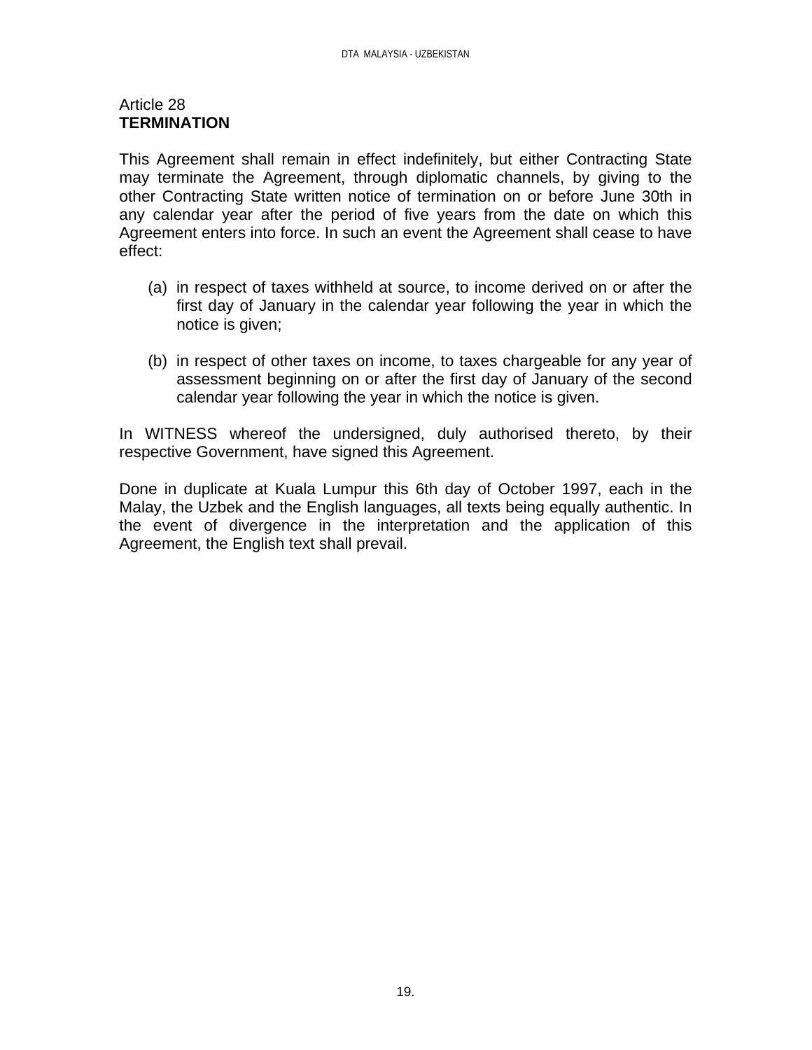Article 28
**TERMINATION**

This Agreement shall remain in effect indefinitely, but either Contracting State may terminate the Agreement, through diplomatic channels, by giving to the other Contracting State written notice of termination on or before June 30th in any calendar year after the period of five years from the date on which this Agreement enters into force. In such an event the Agreement shall cease to have effect:

(a) in respect of taxes withheld at source, to income derived on or after the first day of January in the calendar year following the year in which the notice is given;

(b) in respect of other taxes on income, to taxes chargeable for any year of assessment beginning on or after the first day of January of the second calendar year following the year in which the notice is given.

In WITNESS whereof the undersigned, duly authorised thereto, by their respective Government, have signed this Agreement.

Done in duplicate at Kuala Lumpur this 6th day of October 1997, each in the Malay, the Uzbek and the English languages, all texts being equally authentic. In the event of divergence in the interpretation and the application of this Agreement, the English text shall prevail.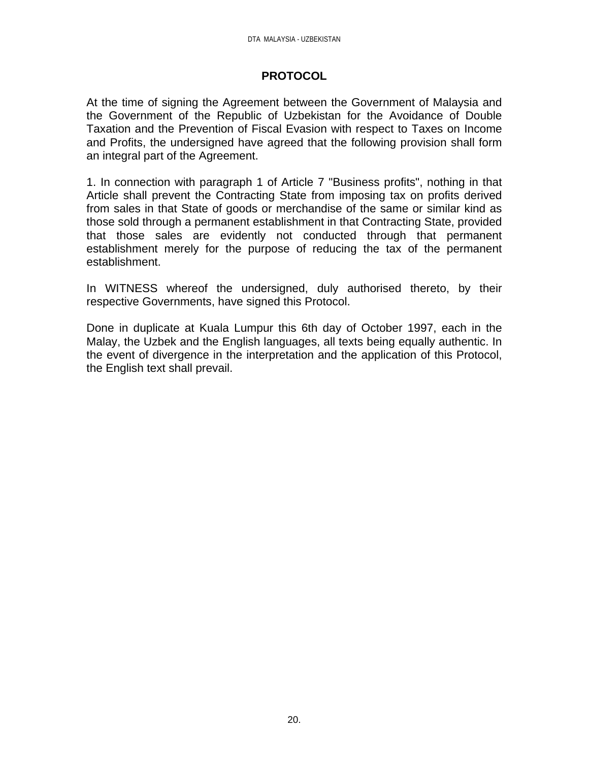# PROTOCOL

At the time of signing the Agreement between the Government of Malaysia and the Government of the Republic of Uzbekistan for the Avoidance of Double Taxation and the Prevention of Fiscal Evasion with respect to Taxes on Income and Profits, the undersigned have agreed that the following provision shall form an integral part of the Agreement.

1. In connection with paragraph 1 of Article 7 "Business profits", nothing in that Article shall prevent the Contracting State from imposing tax on profits derived from sales in that State of goods or merchandise of the same or similar kind as those sold through a permanent establishment in that Contracting State, provided that those sales are evidently not conducted through that permanent establishment merely for the purpose of reducing the tax of the permanent establishment.

In WITNESS whereof the undersigned, duly authorised thereto, by their respective Governments, have signed this Protocol.

Done in duplicate at Kuala Lumpur this 6th day of October 1997, each in the Malay, the Uzbek and the English languages, all texts being equally authentic. In the event of divergence in the interpretation and the application of this Protocol, the English text shall prevail.